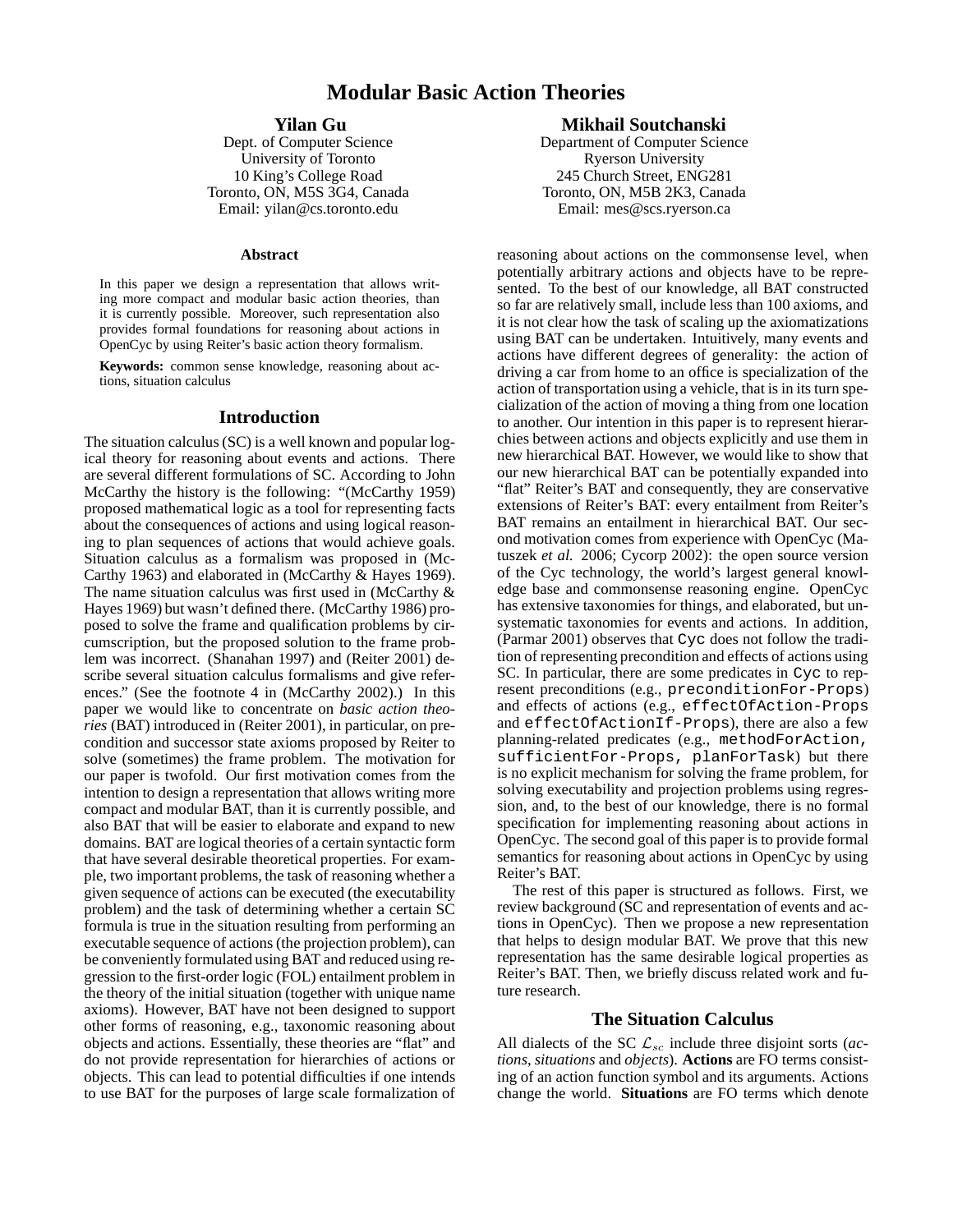# Modular Basic Action Theories

**Yilan Gu**
Dept. of Computer Science
University of Toronto
10 King's College Road
Toronto, ON, M5S 3G4, Canada
Email: yilan@cs.toronto.edu

**Mikhail Soutchanski**
Department of Computer Science
Ryerson University
245 Church Street, ENG281
Toronto, ON, M5B 2K3, Canada
Email: mes@scs.ryerson.ca

### Abstract

In this paper we design a representation that allows writing more compact and modular basic action theories, than it is currently possible. Moreover, such representation also provides formal foundations for reasoning about actions in OpenCyc by using Reiter's basic action theory formalism.

**Keywords:** common sense knowledge, reasoning about actions, situation calculus

## Introduction

The situation calculus (SC) is a well known and popular logical theory for reasoning about events and actions. There are several different formulations of SC. According to John McCarthy the history is the following: "(McCarthy 1959) proposed mathematical logic as a tool for representing facts about the consequences of actions and using logical reasoning to plan sequences of actions that would achieve goals. Situation calculus as a formalism was proposed in (McCarthy 1963) and elaborated in (McCarthy & Hayes 1969). The name situation calculus was first used in (McCarthy & Hayes 1969) but wasn't defined there. (McCarthy 1986) proposed to solve the frame and qualification problems by circumscription, but the proposed solution to the frame problem was incorrect. (Shanahan 1997) and (Reiter 2001) describe several situation calculus formalisms and give references." (See the footnote 4 in (McCarthy 2002).) In this paper we would like to concentrate on *basic action theories* (BAT) introduced in (Reiter 2001), in particular, on precondition and successor state axioms proposed by Reiter to solve (sometimes) the frame problem. The motivation for our paper is twofold. Our first motivation comes from the intention to design a representation that allows writing more compact and modular BAT, than it is currently possible, and also BAT that will be easier to elaborate and expand to new domains. BAT are logical theories of a certain syntactic form that have several desirable theoretical properties. For example, two important problems, the task of reasoning whether a given sequence of actions can be executed (the executability problem) and the task of determining whether a certain SC formula is true in the situation resulting from performing an executable sequence of actions (the projection problem), can be conveniently formulated using BAT and reduced using regression to the first-order logic (FOL) entailment problem in the theory of the initial situation (together with unique name axioms). However, BAT have not been designed to support other forms of reasoning, e.g., taxonomic reasoning about objects and actions. Essentially, these theories are "flat" and do not provide representation for hierarchies of actions or objects. This can lead to potential difficulties if one intends to use BAT for the purposes of large scale formalization of reasoning about actions on the commonsense level, when potentially arbitrary actions and objects have to be represented. To the best of our knowledge, all BAT constructed so far are relatively small, include less than 100 axioms, and it is not clear how the task of scaling up the axiomatizations using BAT can be undertaken. Intuitively, many events and actions have different degrees of generality: the action of driving a car from home to an office is specialization of the action of transportation using a vehicle, that is in its turn specialization of the action of moving a thing from one location to another. Our intention in this paper is to represent hierarchies between actions and objects explicitly and use them in new hierarchical BAT. However, we would like to show that our new hierarchical BAT can be potentially expanded into "flat" Reiter's BAT and consequently, they are conservative extensions of Reiter's BAT: every entailment from Reiter's BAT remains an entailment in hierarchical BAT. Our second motivation comes from experience with OpenCyc (Matuszek *et al.* 2006; Cycorp 2002): the open source version of the Cyc technology, the world's largest general knowledge base and commonsense reasoning engine. OpenCyc has extensive taxonomies for things, and elaborated, but unsystematic taxonomies for events and actions. In addition, (Parmar 2001) observes that `Cyc` does not follow the tradition of representing precondition and effects of actions using SC. In particular, there are some predicates in `Cyc` to represent preconditions (e.g., `preconditionFor-Props`) and effects of actions (e.g., `effectOfAction-Props` and `effectOfActionIf-Props`), there are also a few planning-related predicates (e.g., `methodForAction, sufficientFor-Props, planForTask`) but there is no explicit mechanism for solving the frame problem, for solving executability and projection problems using regression, and, to the best of our knowledge, there is no formal specification for implementing reasoning about actions in OpenCyc. The second goal of this paper is to provide formal semantics for reasoning about actions in OpenCyc by using Reiter's BAT.

The rest of this paper is structured as follows. First, we review background (SC and representation of events and actions in OpenCyc). Then we propose a new representation that helps to design modular BAT. We prove that this new representation has the same desirable logical properties as Reiter's BAT. Then, we briefly discuss related work and future research.

## The Situation Calculus

All dialects of the SC $\mathcal{L}_{sc}$ include three disjoint sorts (*actions, situations* and *objects*). **Actions** are FO terms consisting of an action function symbol and its arguments. Actions change the world. **Situations** are FO terms which denote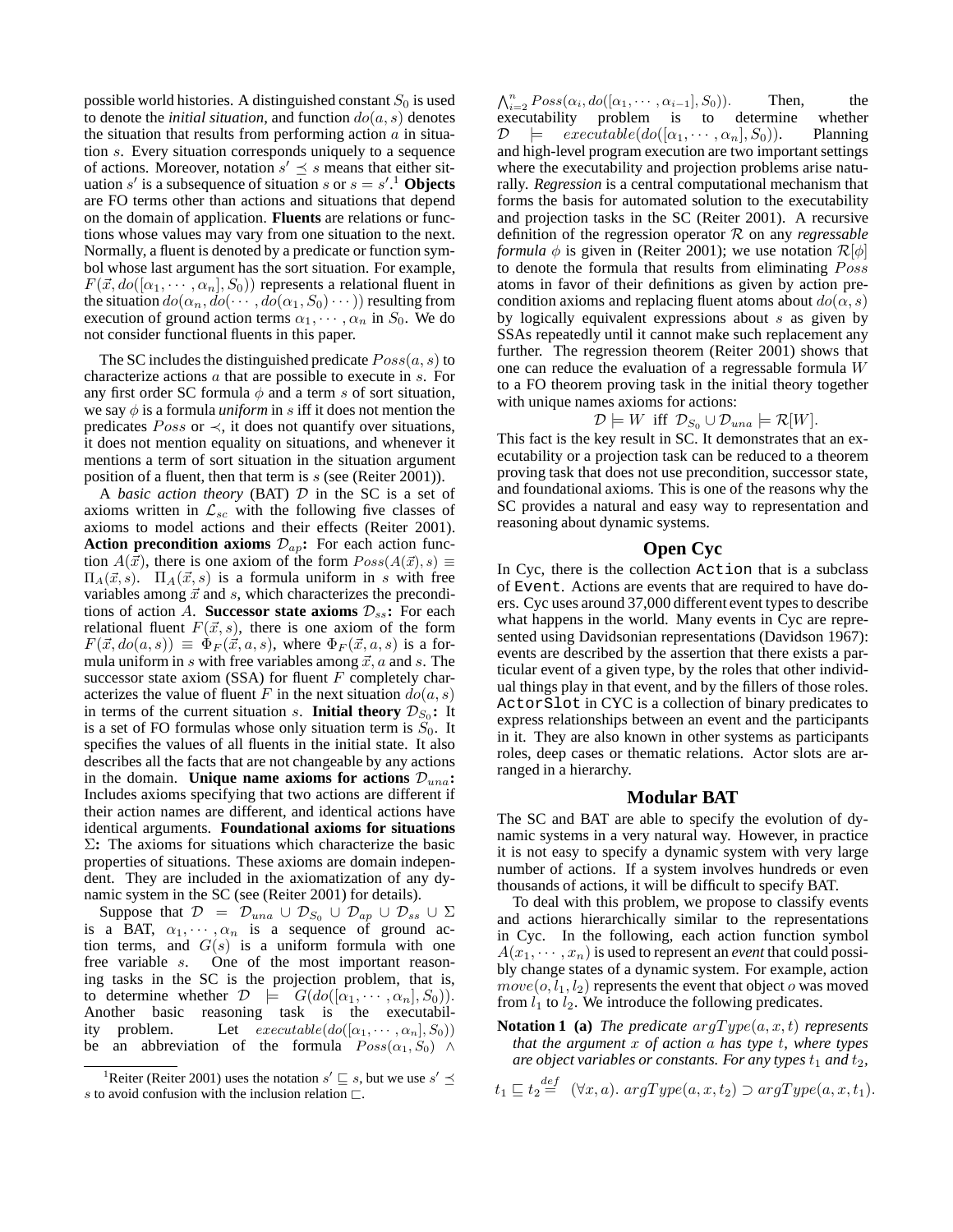possible world histories. A distinguished constant $S_0$ is used to denote the *initial situation*, and function $do(a, s)$ denotes the situation that results from performing action $a$ in situation $s$. Every situation corresponds uniquely to a sequence of actions. Moreover, notation $s' \preceq s$ means that either situation $s'$ is a subsequence of situation $s$ or $s = s'$.[1] **Objects** are FO terms other than actions and situations that depend on the domain of application. **Fluents** are relations or functions whose values may vary from one situation to the next. Normally, a fluent is denoted by a predicate or function symbol whose last argument has the sort situation. For example, $F(\vec{x}, do([\alpha_1, \cdots, \alpha_n], S_0))$ represents a relational fluent in the situation $do(\alpha_n, do(\cdots, do(\alpha_1, S_0) \cdots))$ resulting from execution of ground action terms $\alpha_1, \cdots, \alpha_n$ in $S_0$. We do not consider functional fluents in this paper.

The SC includes the distinguished predicate $Poss(a, s)$ to characterize actions $a$ that are possible to execute in $s$. For any first order SC formula $\phi$ and a term $s$ of sort situation, we say $\phi$ is a formula *uniform* in $s$ iff it does not mention the predicates $Poss$ or $\prec$, it does not quantify over situations, it does not mention equality on situations, and whenever it mentions a term of sort situation in the situation argument position of a fluent, then that term is $s$ (see (Reiter 2001)).

A *basic action theory* (BAT) $\mathcal{D}$ in the SC is a set of axioms written in $\mathcal{L}_{sc}$ with the following five classes of axioms to model actions and their effects (Reiter 2001). **Action precondition axioms $\mathcal{D}_{ap}$:** For each action function $A(\vec{x})$, there is one axiom of the form $Poss(A(\vec{x}), s) \equiv \Pi_A(\vec{x}, s)$. $\Pi_A(\vec{x}, s)$ is a formula uniform in $s$ with free variables among $\vec{x}$ and $s$, which characterizes the preconditions of action $A$. **Successor state axioms $\mathcal{D}_{ss}$:** For each relational fluent $F(\vec{x}, s)$, there is one axiom of the form $F(\vec{x}, do(a, s)) \equiv \Phi_F(\vec{x}, a, s)$, where $\Phi_F(\vec{x}, a, s)$ is a formula uniform in $s$ with free variables among $\vec{x}$, $a$ and $s$. The successor state axiom (SSA) for fluent $F$ completely characterizes the value of fluent $F$ in the next situation $do(a, s)$ in terms of the current situation $s$. **Initial theory $\mathcal{D}_{S_0}$:** It is a set of FO formulas whose only situation term is $S_0$. It specifies the values of all fluents in the initial state. It also describes all the facts that are not changeable by any actions in the domain. **Unique name axioms for actions $\mathcal{D}_{una}$:** Includes axioms specifying that two actions are different if their action names are different, and identical actions have identical arguments. **Foundational axioms for situations $\Sigma$:** The axioms for situations which characterize the basic properties of situations. These axioms are domain independent. They are included in the axiomatization of any dynamic system in the SC (see (Reiter 2001) for details).

Suppose that $\mathcal{D} = \mathcal{D}_{una} \cup \mathcal{D}_{S_0} \cup \mathcal{D}_{ap} \cup \mathcal{D}_{ss} \cup \Sigma$ is a BAT, $\alpha_1, \cdots, \alpha_n$ is a sequence of ground action terms, and $G(s)$ is a uniform formula with one free variable $s$. One of the most important reasoning tasks in the SC is the projection problem, that is, to determine whether $\mathcal{D} \models G(do([\alpha_1, \cdots, \alpha_n], S_0))$. Another basic reasoning task is the executability problem. Let $executable(do([\alpha_1, \cdots, \alpha_n], S_0))$ be an abbreviation of the formula $Poss(\alpha_1, S_0) \wedge \bigwedge_{i=2}^{n} Poss(\alpha_i, do([\alpha_1, \cdots, \alpha_{i-1}], S_0))$. Then, the executability problem is to determine whether $\mathcal{D} \models executable(do([\alpha_1, \cdots, \alpha_n], S_0))$. Planning and high-level program execution are two important settings where the executability and projection problems arise naturally. *Regression* is a central computational mechanism that forms the basis for automated solution to the executability and projection tasks in the SC (Reiter 2001). A recursive definition of the regression operator $\mathcal{R}$ on any *regressable formula* $\phi$ is given in (Reiter 2001); we use notation $\mathcal{R}[\phi]$ to denote the formula that results from eliminating $Poss$ atoms in favor of their definitions as given by action precondition axioms and replacing fluent atoms about $do(\alpha, s)$ by logically equivalent expressions about $s$ as given by SSAs repeatedly until it cannot make such replacement any further. The regression theorem (Reiter 2001) shows that one can reduce the evaluation of a regressable formula $W$ to a FO theorem proving task in the initial theory together with unique names axioms for actions:

$$\mathcal{D} \models W \text{ iff } \mathcal{D}_{S_0} \cup \mathcal{D}_{una} \models \mathcal{R}[W].$$

This fact is the key result in SC. It demonstrates that an executability or a projection task can be reduced to a theorem proving task that does not use precondition, successor state, and foundational axioms. This is one of the reasons why the SC provides a natural and easy way to representation and reasoning about dynamic systems.

## Open Cyc

In Cyc, there is the collection `Action` that is a subclass of `Event`. Actions are events that are required to have doers. Cyc uses around 37,000 different event types to describe what happens in the world. Many events in Cyc are represented using Davidsonian representations (Davidson 1967): events are described by the assertion that there exists a particular event of a given type, by the roles that other individual things play in that event, and by the fillers of those roles. `ActorSlot` in CYC is a collection of binary predicates to express relationships between an event and the participants in it. They are also known in other systems as participants roles, deep cases or thematic relations. Actor slots are arranged in a hierarchy.

## Modular BAT

The SC and BAT are able to specify the evolution of dynamic systems in a very natural way. However, in practice it is not easy to specify a dynamic system with very large number of actions. If a system involves hundreds or even thousands of actions, it will be difficult to specify BAT.

To deal with this problem, we propose to classify events and actions hierarchically similar to the representations in Cyc. In the following, each action function symbol $A(x_1, \cdots, x_n)$ is used to represent an *event* that could possibly change states of a dynamic system. For example, action $move(o, l_1, l_2)$ represents the event that object $o$ was moved from $l_1$ to $l_2$. We introduce the following predicates.

**Notation 1** **(a)** *The predicate $argType(a, x, t)$ represents that the argument $x$ of action $a$ has type $t$, where types are object variables or constants. For any types $t_1$ and $t_2$,*

$$t_1 \sqsubseteq t_2 \overset{def}{=} (\forall x, a).\ argType(a, x, t_2) \supset argType(a, x, t_1).$$

[1] Reiter (Reiter 2001) uses the notation $s' \sqsubseteq s$, but we use $s' \preceq s$ to avoid confusion with the inclusion relation $\sqsubset$.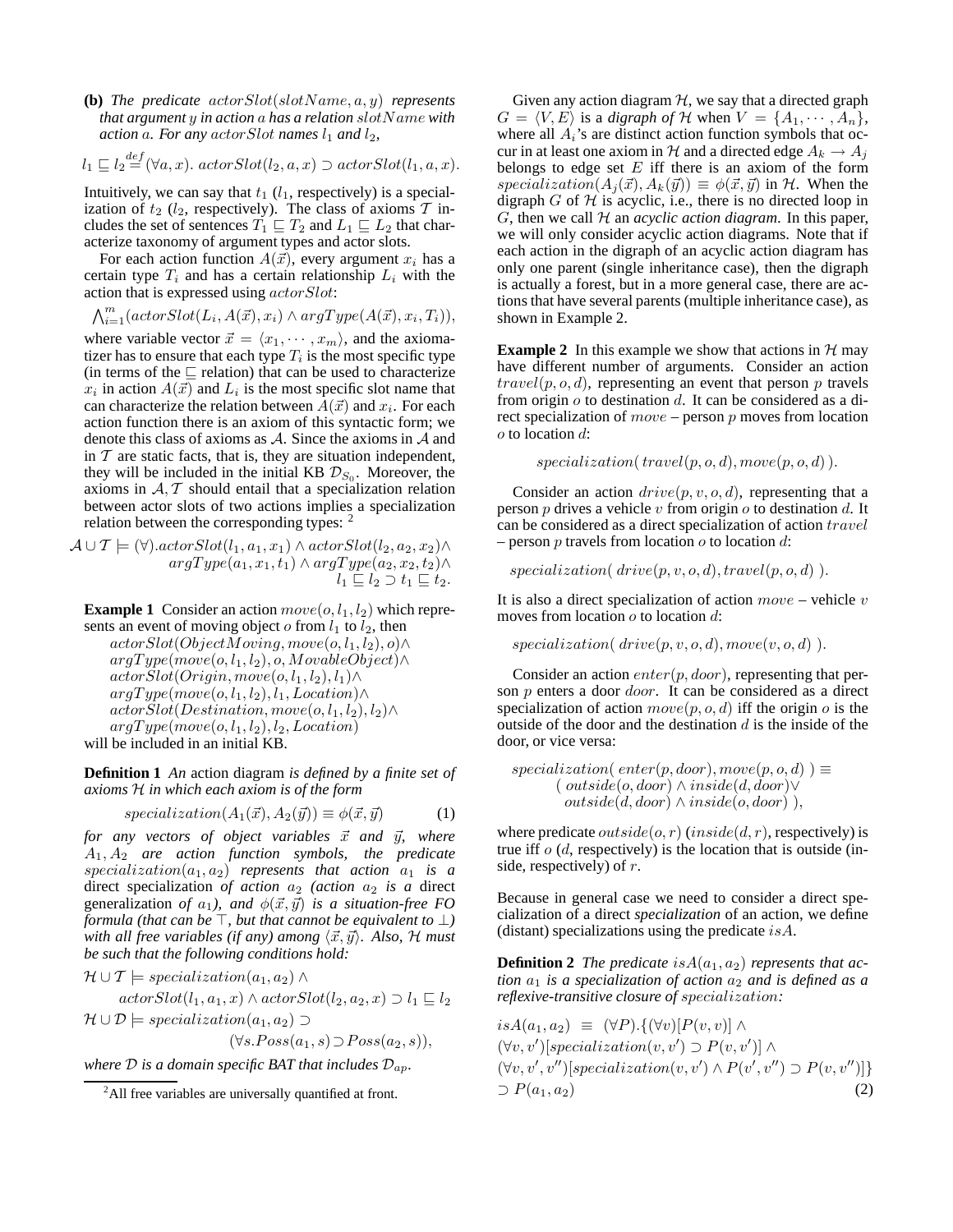**(b)** *The predicate $actorSlot(slotName, a, y)$ represents that argument $y$ in action $a$ has a relation $slotName$ with action $a$. For any $actorSlot$ names $l_1$ and $l_2$,*

$$l_1 \sqsubseteq l_2 \stackrel{def}{=} (\forall a, x).\ actorSlot(l_2, a, x) \supset actorSlot(l_1, a, x).$$

Intuitively, we can say that $t_1$ ($l_1$, respectively) is a specialization of $t_2$ ($l_2$, respectively). The class of axioms $\mathcal{T}$ includes the set of sentences $T_1 \sqsubseteq T_2$ and $L_1 \sqsubseteq L_2$ that characterize taxonomy of argument types and actor slots.

For each action function $A(\vec{x})$, every argument $x_i$ has a certain type $T_i$ and has a certain relationship $L_i$ with the action that is expressed using $actorSlot$:

$$\bigwedge_{i=1}^{m}(actorSlot(L_i, A(\vec{x}), x_i) \wedge argType(A(\vec{x}), x_i, T_i)),$$

where variable vector $\vec{x} = \langle x_1, \cdots, x_m \rangle$, and the axiomatizer has to ensure that each type $T_i$ is the most specific type (in terms of the $\sqsubseteq$ relation) that can be used to characterize $x_i$ in action $A(\vec{x})$ and $L_i$ is the most specific slot name that can characterize the relation between $A(\vec{x})$ and $x_i$. For each action function there is an axiom of this syntactic form; we denote this class of axioms as $\mathcal{A}$. Since the axioms in $\mathcal{A}$ and in $\mathcal{T}$ are static facts, that is, they are situation independent, they will be included in the initial KB $\mathcal{D}_{S_0}$. Moreover, the axioms in $\mathcal{A}, \mathcal{T}$ should entail that a specialization relation between actor slots of two actions implies a specialization relation between the corresponding types: [2]

$$\begin{aligned}\mathcal{A} \cup \mathcal{T} \models (\forall).actorSlot(l_1, a_1, x_1) \wedge actorSlot(l_2, a_2, x_2) \wedge \\ argType(a_1, x_1, t_1) \wedge argType(a_2, x_2, t_2) \wedge \\ l_1 \sqsubseteq l_2 \supset t_1 \sqsubseteq t_2.\end{aligned}$$

**Example 1** Consider an action $move(o, l_1, l_2)$ which represents an event of moving object $o$ from $l_1$ to $l_2$, then

$$\begin{aligned}&actorSlot(ObjectMoving, move(o, l_1, l_2), o) \wedge \\ &argType(move(o, l_1, l_2), o, MovableObject) \wedge \\ &actorSlot(Origin, move(o, l_1, l_2), l_1) \wedge \\ &argType(move(o, l_1, l_2), l_1, Location) \wedge \\ &actorSlot(Destination, move(o, l_1, l_2), l_2) \wedge \\ &argType(move(o, l_1, l_2), l_2, Location)\end{aligned}$$

will be included in an initial KB.

**Definition 1** *An* action diagram *is defined by a finite set of axioms $\mathcal{H}$ in which each axiom is of the form*

$$specialization(A_1(\vec{x}), A_2(\vec{y})) \equiv \phi(\vec{x}, \vec{y}) \qquad (1)$$

*for any vectors of object variables $\vec{x}$ and $\vec{y}$, where $A_1, A_2$ are action function symbols, the predicate $specialization(a_1, a_2)$ represents that action $a_1$ is a* direct specialization *of action $a_2$ (action $a_2$ is a* direct generalization *of $a_1$), and $\phi(\vec{x}, \vec{y})$ is a situation-free FO formula (that can be $\top$, but that cannot be equivalent to $\bot$) with all free variables (if any) among $\langle \vec{x}, \vec{y} \rangle$. Also, $\mathcal{H}$ must be such that the following conditions hold:*

$$\begin{aligned}&\mathcal{H} \cup \mathcal{T} \models specialization(a_1, a_2) \wedge \\ &\qquad actorSlot(l_1, a_1, x) \wedge actorSlot(l_2, a_2, x) \supset l_1 \sqsubseteq l_2 \\ &\mathcal{H} \cup \mathcal{D} \models specialization(a_1, a_2) \supset \\ &\qquad\qquad (\forall s. Poss(a_1, s) \supset Poss(a_2, s)),\end{aligned}$$

*where $\mathcal{D}$ is a domain specific BAT that includes $\mathcal{D}_{ap}$.*

[2] All free variables are universally quantified at front.

Given any action diagram $\mathcal{H}$, we say that a directed graph $G = \langle V, E \rangle$ is a *digraph of* $\mathcal{H}$ when $V = \{A_1, \cdots, A_n\}$, where all $A_i$'s are distinct action function symbols that occur in at least one axiom in $\mathcal{H}$ and a directed edge $A_k \rightarrow A_j$ belongs to edge set $E$ iff there is an axiom of the form $specialization(A_j(\vec{x}), A_k(\vec{y})) \equiv \phi(\vec{x}, \vec{y})$ in $\mathcal{H}$. When the digraph $G$ of $\mathcal{H}$ is acyclic, i.e., there is no directed loop in $G$, then we call $\mathcal{H}$ an *acyclic action diagram*. In this paper, we will only consider acyclic action diagrams. Note that if each action in the digraph of an acyclic action diagram has only one parent (single inheritance case), then the digraph is actually a forest, but in a more general case, there are actions that have several parents (multiple inheritance case), as shown in Example 2.

**Example 2** In this example we show that actions in $\mathcal{H}$ may have different number of arguments. Consider an action $travel(p, o, d)$, representing an event that person $p$ travels from origin $o$ to destination $d$. It can be considered as a direct specialization of $move$ – person $p$ moves from location $o$ to location $d$:

$$specialization(\, travel(p, o, d), move(p, o, d)\,).$$

Consider an action $drive(p, v, o, d)$, representing that a person $p$ drives a vehicle $v$ from origin $o$ to destination $d$. It can be considered as a direct specialization of action $travel$ – person $p$ travels from location $o$ to location $d$:

$$specialization(\, drive(p, v, o, d), travel(p, o, d)\,).$$

It is also a direct specialization of action $move$ – vehicle $v$ moves from location $o$ to location $d$:

$$specialization(\, drive(p, v, o, d), move(v, o, d)\,).$$

Consider an action $enter(p, door)$, representing that person $p$ enters a door $door$. It can be considered as a direct specialization of action $move(p, o, d)$ iff the origin $o$ is the outside of the door and the destination $d$ is the inside of the door, or vice versa:

$$\begin{aligned}specialization(\, &enter(p, door), move(p, o, d)\,) \equiv \\ &(\, outside(o, door) \wedge inside(d, door) \vee \\ &\;\; outside(d, door) \wedge inside(o, door)\,),\end{aligned}$$

where predicate $outside(o, r)$ ($inside(d, r)$, respectively) is true iff $o$ ($d$, respectively) is the location that is outside (inside, respectively) of $r$.

Because in general case we need to consider a direct specialization of a direct *specialization* of an action, we define (distant) specializations using the predicate $isA$.

**Definition 2** *The predicate $isA(a_1, a_2)$ represents that action $a_1$ is a specialization of action $a_2$ and is defined as a reflexive-transitive closure of $specialization$:*

$$\begin{aligned}&isA(a_1, a_2) \;\equiv\; (\forall P).\{(\forall v)[P(v, v)] \wedge \\ &(\forall v, v')[specialization(v, v') \supset P(v, v')] \wedge \\ &(\forall v, v', v'')[specialization(v, v') \wedge P(v', v'') \supset P(v, v'')]\} \\ &\supset P(a_1, a_2) \qquad (2)\end{aligned}$$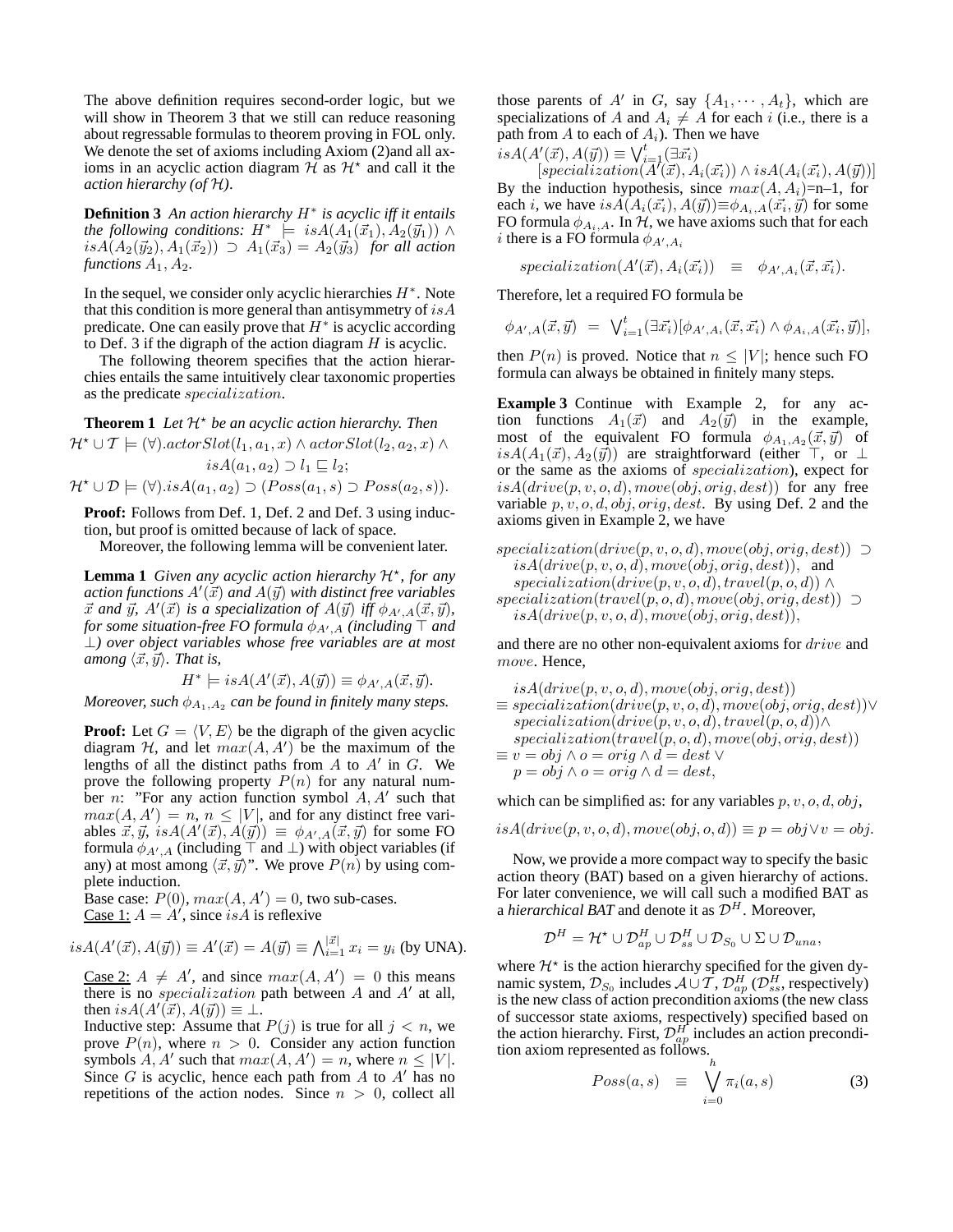The above definition requires second-order logic, but we will show in Theorem 3 that we still can reduce reasoning about regressable formulas to theorem proving in FOL only. We denote the set of axioms including Axiom (2)and all axioms in an acyclic action diagram $\mathcal{H}$ as $\mathcal{H}^\star$ and call it the *action hierarchy (of $\mathcal{H}$)*.

**Definition 3** *An action hierarchy $H^*$ is acyclic iff it entails the following conditions: $H^* \models isA(A_1(\vec{x}_1), A_2(\vec{y}_1)) \wedge isA(A_2(\vec{y}_2), A_1(\vec{x}_2)) \supset A_1(\vec{x}_3) = A_2(\vec{y}_3)$ for all action functions $A_1, A_2$.*

In the sequel, we consider only acyclic hierarchies $H^*$. Note that this condition is more general than antisymmetry of $isA$ predicate. One can easily prove that $H^*$ is acyclic according to Def. 3 if the digraph of the action diagram $H$ is acyclic.

The following theorem specifies that the action hierarchies entails the same intuitively clear taxonomic properties as the predicate $specialization$.

**Theorem 1** *Let $\mathcal{H}^\star$ be an acyclic action hierarchy. Then*

$$\mathcal{H}^\star \cup \mathcal{T} \models (\forall).actorSlot(l_1, a_1, x) \wedge actorSlot(l_2, a_2, x) \wedge isA(a_1, a_2) \supset l_1 \sqsubseteq l_2;$$

$$\mathcal{H}^\star \cup \mathcal{D} \models (\forall).isA(a_1, a_2) \supset (Poss(a_1, s) \supset Poss(a_2, s)).$$

**Proof:** Follows from Def. 1, Def. 2 and Def. 3 using induction, but proof is omitted because of lack of space.

Moreover, the following lemma will be convenient later.

**Lemma 1** *Given any acyclic action hierarchy $\mathcal{H}^\star$, for any action functions $A'(\vec{x})$ and $A(\vec{y})$ with distinct free variables $\vec{x}$ and $\vec{y}$, $A'(\vec{x})$ is a specialization of $A(\vec{y})$ iff $\phi_{A',A}(\vec{x}, \vec{y})$, for some situation-free FO formula $\phi_{A',A}$ (including $\top$ and $\bot$) over object variables whose free variables are at most among $\langle \vec{x}, \vec{y} \rangle$. That is,*

$$H^* \models isA(A'(\vec{x}), A(\vec{y})) \equiv \phi_{A',A}(\vec{x}, \vec{y}).$$

*Moreover, such $\phi_{A_1,A_2}$ can be found in finitely many steps.*

**Proof:** Let $G = \langle V, E \rangle$ be the digraph of the given acyclic diagram $\mathcal{H}$, and let $max(A, A')$ be the maximum of the lengths of all the distinct paths from $A$ to $A'$ in $G$. We prove the following property $P(n)$ for any natural number $n$: "For any action function symbol $A, A'$ such that $max(A, A') = n$, $n \leq |V|$, and for any distinct free variables $\vec{x}, \vec{y}$, $isA(A'(\vec{x}), A(\vec{y})) \equiv \phi_{A',A}(\vec{x}, \vec{y})$ for some FO formula $\phi_{A',A}$ (including $\top$ and $\bot$) with object variables (if any) at most among $\langle \vec{x}, \vec{y} \rangle$". We prove $P(n)$ by using complete induction.
Base case: $P(0)$, $max(A, A') = 0$, two sub-cases.
Case 1: $A = A'$, since $isA$ is reflexive

$$isA(A'(\vec{x}), A(\vec{y})) \equiv A'(\vec{x}) = A(\vec{y}) \equiv \bigwedge_{i=1}^{|\vec{x}|} x_i = y_i \text{ (by UNA)}.$$

Case 2: $A \neq A'$, and since $max(A, A') = 0$ this means there is no $specialization$ path between $A$ and $A'$ at all, then $isA(A'(\vec{x}), A(\vec{y})) \equiv \bot$.
Inductive step: Assume that $P(j)$ is true for all $j < n$, we prove $P(n)$, where $n > 0$. Consider any action function symbols $A, A'$ such that $max(A, A') = n$, where $n \leq |V|$. Since $G$ is acyclic, hence each path from $A$ to $A'$ has no repetitions of the action nodes. Since $n > 0$, collect all those parents of $A'$ in $G$, say $\{A_1, \cdots, A_t\}$, which are specializations of $A$ and $A_i \neq A$ for each $i$ (i.e., there is a path from $A$ to each of $A_i$). Then we have

$$isA(A'(\vec{x}), A(\vec{y})) \equiv \bigvee_{i=1}^{t} (\exists \vec{x_i}) [specialization(A'(\vec{x}), A_i(\vec{x_i})) \wedge isA(A_i(\vec{x_i}), A(\vec{y}))]$$

By the induction hypothesis, since $max(A, A_i)$=n–1, for each $i$, we have $isA(A_i(\vec{x_i}), A(\vec{y})) \equiv \phi_{A_i,A}(\vec{x_i}, \vec{y})$ for some FO formula $\phi_{A_i,A}$. In $\mathcal{H}$, we have axioms such that for each $i$ there is a FO formula $\phi_{A',A_i}$

$$specialization(A'(\vec{x}), A_i(\vec{x_i})) \quad \equiv \quad \phi_{A',A_i}(\vec{x}, \vec{x_i}).$$

Therefore, let a required FO formula be

$$\phi_{A',A}(\vec{x}, \vec{y}) \;=\; \bigvee_{i=1}^{t} (\exists \vec{x_i}) [\phi_{A',A_i}(\vec{x}, \vec{x_i}) \wedge \phi_{A_i,A}(\vec{x_i}, \vec{y})],$$

then $P(n)$ is proved. Notice that $n \leq |V|$; hence such FO formula can always be obtained in finitely many steps.

**Example 3** Continue with Example 2, for any action functions $A_1(\vec{x})$ and $A_2(\vec{y})$ in the example, most of the equivalent FO formula $\phi_{A_1,A_2}(\vec{x}, \vec{y})$ of $isA(A_1(\vec{x}), A_2(\vec{y}))$ are straightforward (either $\top$, or $\bot$ or the same as the axioms of $specialization$), expect for $isA(drive(p, v, o, d), move(obj, orig, dest))$ for any free variable $p, v, o, d, obj, orig, dest$. By using Def. 2 and the axioms given in Example 2, we have

$$\begin{array}{l} specialization(drive(p, v, o, d), move(obj, orig, dest)) \supset \\ \quad isA(drive(p, v, o, d), move(obj, orig, dest)), \text{ and} \\ \quad specialization(drive(p, v, o, d), travel(p, o, d)) \wedge \\ specialization(travel(p, o, d), move(obj, orig, dest)) \supset \\ \quad isA(drive(p, v, o, d), move(obj, orig, dest)), \end{array}$$

and there are no other non-equivalent axioms for $drive$ and $move$. Hence,

$$\begin{array}{l} \quad isA(drive(p, v, o, d), move(obj, orig, dest)) \\ \equiv specialization(drive(p, v, o, d), move(obj, orig, dest)) \vee \\ \quad specialization(drive(p, v, o, d), travel(p, o, d)) \wedge \\ \quad specialization(travel(p, o, d), move(obj, orig, dest)) \\ \equiv v = obj \wedge o = orig \wedge d = dest \vee \\ \quad p = obj \wedge o = orig \wedge d = dest, \end{array}$$

which can be simplified as: for any variables $p, v, o, d, obj$,

$$isA(drive(p, v, o, d), move(obj, o, d)) \equiv p = obj \vee v = obj.$$

Now, we provide a more compact way to specify the basic action theory (BAT) based on a given hierarchy of actions. For later convenience, we will call such a modified BAT as a *hierarchical BAT* and denote it as $\mathcal{D}^H$. Moreover,

$$\mathcal{D}^H = \mathcal{H}^\star \cup \mathcal{D}^H_{ap} \cup \mathcal{D}^H_{ss} \cup \mathcal{D}_{S_0} \cup \Sigma \cup \mathcal{D}_{una},$$

where $\mathcal{H}^\star$ is the action hierarchy specified for the given dynamic system, $\mathcal{D}_{S_0}$ includes $\mathcal{A} \cup \mathcal{T}$, $\mathcal{D}^H_{ap}$ ($\mathcal{D}^H_{ss}$, respectively) is the new class of action precondition axioms (the new class of successor state axioms, respectively) specified based on the action hierarchy. First, $\mathcal{D}^H_{ap}$ includes an action precondition axiom represented as follows.

$$Poss(a, s) \quad \equiv \quad \bigvee_{i=0}^{h} \pi_i(a, s) \tag{3}$$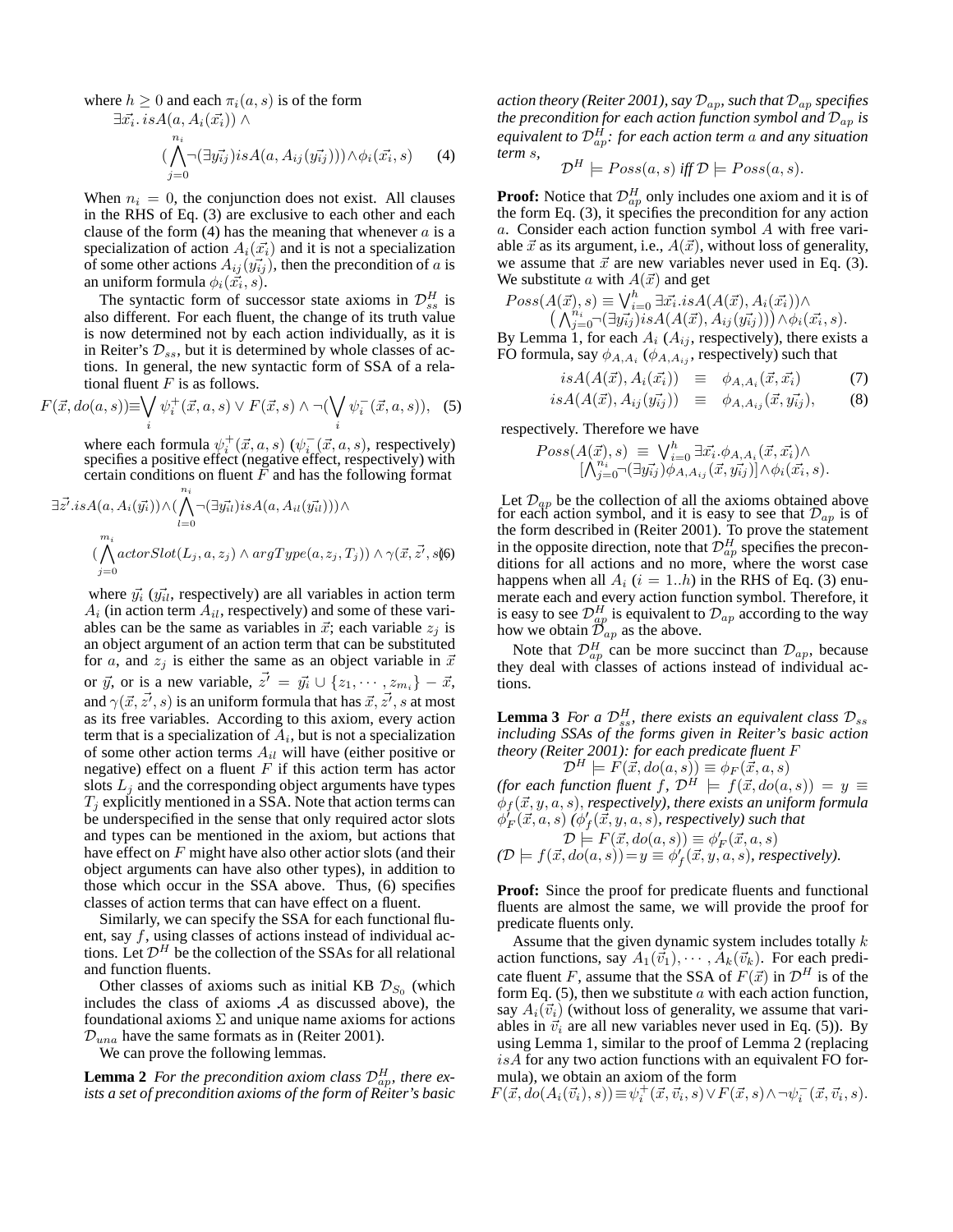where $h \geq 0$ and each $\pi_i(a, s)$ is of the form

$$\exists \vec{x_i}.\, isA(a, A_i(\vec{x_i})) \wedge (\bigwedge_{j=0}^{n_i} \neg(\exists \vec{y_{ij}}) isA(a, A_{ij}(\vec{y_{ij}}))) \wedge \phi_i(\vec{x_i}, s) \quad (4)$$

When $n_i = 0$, the conjunction does not exist. All clauses in the RHS of Eq. (3) are exclusive to each other and each clause of the form (4) has the meaning that whenever $a$ is a specialization of action $A_i(\vec{x_i})$ and it is not a specialization of some other actions $A_{ij}(\vec{y_{ij}})$, then the precondition of $a$ is an uniform formula $\phi_i(\vec{x_i}, s)$.

The syntactic form of successor state axioms in $\mathcal{D}^H_{ss}$ is also different. For each fluent, the change of its truth value is now determined not by each action individually, as it is in Reiter's $\mathcal{D}_{ss}$, but it is determined by whole classes of actions. In general, the new syntactic form of SSA of a relational fluent $F$ is as follows.

$$F(\vec{x}, do(a, s)) \equiv \bigvee_i \psi^+_i(\vec{x}, a, s) \vee F(\vec{x}, s) \wedge \neg(\bigvee_i \psi^-_i(\vec{x}, a, s)), \quad (5)$$

where each formula $\psi^+_i(\vec{x}, a, s)$ ($\psi^-_i(\vec{x}, a, s)$, respectively) specifies a positive effect (negative effect, respectively) with certain conditions on fluent $F$ and has the following format

$$\exists \vec{z'}. isA(a, A_i(\vec{y_i})) \wedge (\bigwedge_{l=0}^{n_i} \neg(\exists \vec{y_{il}}) isA(a, A_{il}(\vec{y_{il}}))) \wedge (\bigwedge_{j=0}^{m_i} actorSlot(L_j, a, z_j) \wedge argType(a, z_j, T_j)) \wedge \gamma(\vec{x}, \vec{z'}, s) \quad (6)$$

where $\vec{y_i}$ ($\vec{y_{il}}$, respectively) are all variables in action term $A_i$ (in action term $A_{il}$, respectively) and some of these variables can be the same as variables in $\vec{x}$; each variable $z_j$ is an object argument of an action term that can be substituted for $a$, and $z_j$ is either the same as an object variable in $\vec{x}$ or $\vec{y}$, or is a new variable, $\vec{z'} = \vec{y_i} \cup \{z_1, \cdots, z_{m_i}\} - \vec{x}$, and $\gamma(\vec{x}, \vec{z'}, s)$ is an uniform formula that has $\vec{x}, \vec{z'}, s$ at most as its free variables. According to this axiom, every action term that is a specialization of $A_i$, but is not a specialization of some other action terms $A_{il}$ will have (either positive or negative) effect on a fluent $F$ if this action term has actor slots $L_j$ and the corresponding object arguments have types $T_j$ explicitly mentioned in a SSA. Note that action terms can be underspecified in the sense that only required actor slots and types can be mentioned in the axiom, but actions that have effect on $F$ might have also other actior slots (and their object arguments can have also other types), in addition to those which occur in the SSA above. Thus, (6) specifies classes of action terms that can have effect on a fluent.

Similarly, we can specify the SSA for each functional fluent, say $f$, using classes of actions instead of individual actions. Let $\mathcal{D}^H$ be the collection of the SSAs for all relational and function fluents.

Other classes of axioms such as initial KB $\mathcal{D}_{S_0}$ (which includes the class of axioms $\mathcal{A}$ as discussed above), the foundational axioms $\Sigma$ and unique name axioms for actions $\mathcal{D}_{una}$ have the same formats as in (Reiter 2001).

We can prove the following lemmas.

**Lemma 2** *For the precondition axiom class $\mathcal{D}^H_{ap}$, there exists a set of precondition axioms of the form of Reiter's basic action theory (Reiter 2001), say $\mathcal{D}_{ap}$, such that $\mathcal{D}_{ap}$ specifies the precondition for each action function symbol and $\mathcal{D}_{ap}$ is equivalent to $\mathcal{D}^H_{ap}$: for each action term $a$ and any situation term $s$,*

$$\mathcal{D}^H \models Poss(a, s) \textit{ iff } \mathcal{D} \models Poss(a, s).$$

**Proof:** Notice that $\mathcal{D}^H_{ap}$ only includes one axiom and it is of the form Eq. (3), it specifies the precondition for any action $a$. Consider each action function symbol $A$ with free variable $\vec{x}$ as its argument, i.e., $A(\vec{x})$, without loss of generality, we assume that $\vec{x}$ are new variables never used in Eq. (3). We substitute $a$ with $A(\vec{x})$ and get

$$Poss(A(\vec{x}), s) \equiv \bigvee_{i=0}^{h} \exists \vec{x_i}. isA(A(\vec{x}), A_i(\vec{x_i})) \wedge \big(\bigwedge_{j=0}^{n_i} \neg(\exists \vec{y_{ij}}) isA(A(\vec{x}), A_{ij}(\vec{y_{ij}}))\big) \wedge \phi_i(\vec{x_i}, s).$$

By Lemma 1, for each $A_i$ ($A_{ij}$, respectively), there exists a FO formula, say $\phi_{A,A_i}$ ($\phi_{A,A_{ij}}$, respectively) such that

$$isA(A(\vec{x}), A_i(\vec{x_i})) \equiv \phi_{A,A_i}(\vec{x}, \vec{x_i}) \quad (7)$$

$$isA(A(\vec{x}), A_{ij}(\vec{y_{ij}})) \equiv \phi_{A,A_{ij}}(\vec{x}, \vec{y_{ij}}), \quad (8)$$

respectively. Therefore we have

$$Poss(A(\vec{x}), s) \equiv \bigvee_{i=0}^{h} \exists \vec{x_i}. \phi_{A,A_i}(\vec{x}, \vec{x_i}) \wedge [\bigwedge_{j=0}^{n_i} \neg(\exists \vec{y_{ij}}) \phi_{A,A_{ij}}(\vec{x}, \vec{y_{ij}})] \wedge \phi_i(\vec{x_i}, s).$$

Let $\mathcal{D}_{ap}$ be the collection of all the axioms obtained above for each action symbol, and it is easy to see that $\mathcal{D}_{ap}$ is of the form described in (Reiter 2001). To prove the statement in the opposite direction, note that $\mathcal{D}^H_{ap}$ specifies the preconditions for all actions and no more, where the worst case happens when all $A_i$ ($i = 1..h$) in the RHS of Eq. (3) enumerate each and every action function symbol. Therefore, it is easy to see $\mathcal{D}^H_{ap}$ is equivalent to $\mathcal{D}_{ap}$ according to the way how we obtain $\mathcal{D}_{ap}$ as the above.

Note that $\mathcal{D}^H_{ap}$ can be more succinct than $\mathcal{D}_{ap}$, because they deal with classes of actions instead of individual actions.

**Lemma 3** *For a $\mathcal{D}^H_{ss}$, there exists an equivalent class $\mathcal{D}_{ss}$ including SSAs of the forms given in Reiter's basic action theory (Reiter 2001): for each predicate fluent $F$*

$$\mathcal{D}^H \models F(\vec{x}, do(a, s)) \equiv \phi_F(\vec{x}, a, s)$$

*(for each function fluent $f$, $\mathcal{D}^H \models f(\vec{x}, do(a, s)) = y \equiv \phi_f(\vec{x}, y, a, s)$, respectively), there exists an uniform formula $\phi'_F(\vec{x}, a, s)$ ($\phi'_f(\vec{x}, y, a, s)$, respectively) such that*

$$\mathcal{D} \models F(\vec{x}, do(a, s)) \equiv \phi'_F(\vec{x}, a, s)$$

*($\mathcal{D} \models f(\vec{x}, do(a, s)) = y \equiv \phi'_f(\vec{x}, y, a, s)$, respectively).*

**Proof:** Since the proof for predicate fluents and functional fluents are almost the same, we will provide the proof for predicate fluents only.

Assume that the given dynamic system includes totally $k$ action functions, say $A_1(\vec{v}_1), \cdots, A_k(\vec{v}_k)$. For each predicate fluent $F$, assume that the SSA of $F(\vec{x})$ in $\mathcal{D}^H$ is of the form Eq. (5), then we substitute $a$ with each action function, say $A_i(\vec{v}_i)$ (without loss of generality, we assume that variables in $\vec{v}_i$ are all new variables never used in Eq. (5)). By using Lemma 1, similar to the proof of Lemma 2 (replacing $isA$ for any two action functions with an equivalent FO formula), we obtain an axiom of the form

$$F(\vec{x}, do(A_i(\vec{v}_i), s)) \equiv \psi^+_i(\vec{x}, \vec{v}_i, s) \vee F(\vec{x}, s) \wedge \neg\psi^-_i(\vec{x}, \vec{v}_i, s).$$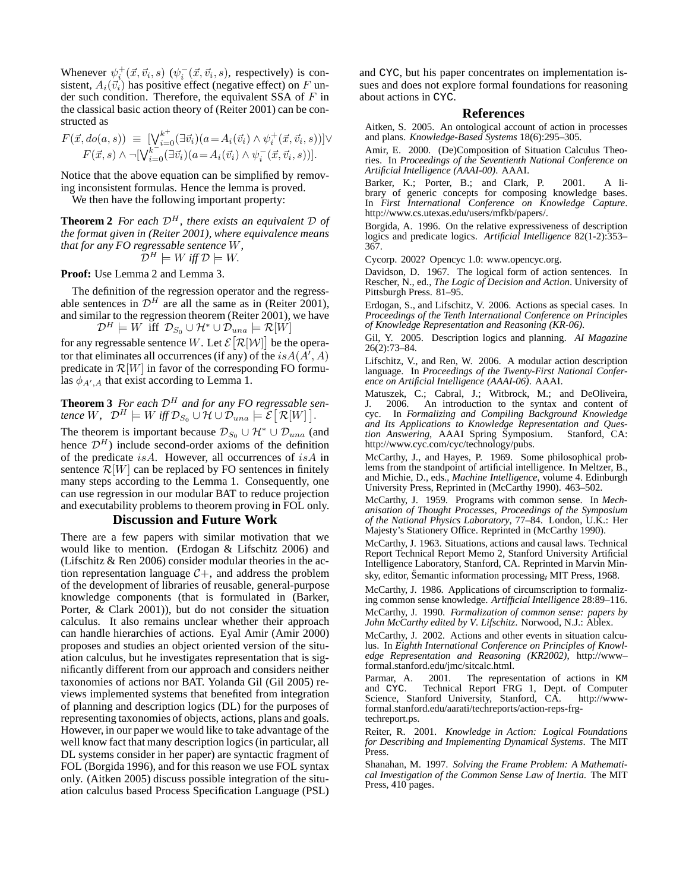Whenever $\psi_i^+(\vec{x}, \vec{v}_i, s)$ ($\psi_i^-(\vec{x}, \vec{v}_i, s)$, respectively) is consistent, $A_i(\vec{v}_i)$ has positive effect (negative effect) on $F$ under such condition. Therefore, the equivalent SSA of $F$ in the classical basic action theory of (Reiter 2001) can be constructed as

$$F(\vec{x}, do(a, s)) \equiv [\bigvee_{i=0}^{k^+} (\exists \vec{v}_i)(a = A_i(\vec{v}_i) \wedge \psi_i^+(\vec{x}, \vec{v}_i, s))] \vee$$
$$F(\vec{x}, s) \wedge \neg [\bigvee_{i=0}^{k^-} (\exists \vec{v}_i)(a = A_i(\vec{v}_i) \wedge \psi_i^-(\vec{x}, \vec{v}_i, s))].$$

Notice that the above equation can be simplified by removing inconsistent formulas. Hence the lemma is proved.

We then have the following important property:

**Theorem 2** *For each $\mathcal{D}^H$, there exists an equivalent $\mathcal{D}$ of the format given in (Reiter 2001), where equivalence means that for any FO regressable sentence $W$,*

$$\mathcal{D}^H \models W \text{ iff } \mathcal{D} \models W.$$

**Proof:** Use Lemma 2 and Lemma 3.

The definition of the regression operator and the regressable sentences in $\mathcal{D}^H$ are all the same as in (Reiter 2001), and similar to the regression theorem (Reiter 2001), we have

$$\mathcal{D}^H \models W \text{ iff } \mathcal{D}_{S_0} \cup \mathcal{H}^* \cup \mathcal{D}_{una} \models \mathcal{R}[W]$$

for any regressable sentence $W$. Let $\mathcal{E}\big[\mathcal{R}[\mathcal{W}]\big]$ be the operator that eliminates all occurrences (if any) of the $isA(A', A)$ predicate in $\mathcal{R}[W]$ in favor of the corresponding FO formulas $\phi_{A',A}$ that exist according to Lemma 1.

**Theorem 3** *For each $\mathcal{D}^H$ and for any FO regressable sentence $W$, $\mathcal{D}^H \models W$ iff $\mathcal{D}_{S_0} \cup \mathcal{H} \cup \mathcal{D}_{una} \models \mathcal{E}\big[\mathcal{R}[W]\big]$.*

The theorem is important because $\mathcal{D}_{S_0} \cup \mathcal{H}^* \cup \mathcal{D}_{una}$ (and hence $\mathcal{D}^H$) include second-order axioms of the definition of the predicate $isA$. However, all occurrences of $isA$ in sentence $\mathcal{R}[W]$ can be replaced by FO sentences in finitely many steps according to the Lemma 1. Consequently, one can use regression in our modular BAT to reduce projection and executability problems to theorem proving in FOL only.

## Discussion and Future Work

There are a few papers with similar motivation that we would like to mention. (Erdogan & Lifschitz 2006) and (Lifschitz & Ren 2006) consider modular theories in the action representation language $\mathcal{C}+$, and address the problem of the development of libraries of reusable, general-purpose knowledge components (that is formulated in (Barker, Porter, & Clark 2001)), but do not consider the situation calculus. It also remains unclear whether their approach can handle hierarchies of actions. Eyal Amir (Amir 2000) proposes and studies an object oriented version of the situation calculus, but he investigates representation that is significantly different from our approach and considers neither taxonomies of actions nor BAT. Yolanda Gil (Gil 2005) reviews implemented systems that benefited from integration of planning and description logics (DL) for the purposes of representing taxonomies of objects, actions, plans and goals. However, in our paper we would like to take advantage of the well know fact that many description logics (in particular, all DL systems consider in her paper) are syntactic fragment of FOL (Borgida 1996), and for this reason we use FOL syntax only. (Aitken 2005) discuss possible integration of the situation calculus based Process Specification Language (PSL) and CYC, but his paper concentrates on implementation issues and does not explore formal foundations for reasoning about actions in CYC.

## References

Aitken, S. 2005. An ontological account of action in processes and plans. *Knowledge-Based Systems* 18(6):295–305.

Amir, E. 2000. (De)Composition of Situation Calculus Theories. In *Proceedings of the Seventienth National Conference on Artificial Intelligence (AAAI-00)*. AAAI.

Barker, K.; Porter, B.; and Clark, P. 2001. A library of generic concepts for composing knowledge bases. In *First International Conference on Knowledge Capture*. http://www.cs.utexas.edu/users/mfkb/papers/.

Borgida, A. 1996. On the relative expressiveness of description logics and predicate logics. *Artificial Intelligence* 82(1-2):353–367.

Cycorp. 2002? Opencyc 1.0: www.opencyc.org.

Davidson, D. 1967. The logical form of action sentences. In Rescher, N., ed., *The Logic of Decision and Action*. University of Pittsburgh Press. 81–95.

Erdogan, S., and Lifschitz, V. 2006. Actions as special cases. In *Proceedings of the Tenth International Conference on Principles of Knowledge Representation and Reasoning (KR-06)*.

Gil, Y. 2005. Description logics and planning. *AI Magazine* 26(2):73–84.

Lifschitz, V., and Ren, W. 2006. A modular action description language. In *Proceedings of the Twenty-First National Conference on Artificial Intelligence (AAAI-06)*. AAAI.

Matuszek, C.; Cabral, J.; Witbrock, M.; and DeOliveira, J. 2006. An introduction to the syntax and content of cyc. In *Formalizing and Compiling Background Knowledge and Its Applications to Knowledge Representation and Question Answering*, AAAI Spring Symposium. Stanford, CA: http://www.cyc.com/cyc/technology/pubs.

McCarthy, J., and Hayes, P. 1969. Some philosophical problems from the standpoint of artificial intelligence. In Meltzer, B., and Michie, D., eds., *Machine Intelligence*, volume 4. Edinburgh University Press, Reprinted in (McCarthy 1990). 463–502.

McCarthy, J. 1959. Programs with common sense. In *Mechanisation of Thought Processes, Proceedings of the Symposium of the National Physics Laboratory*, 77–84. London, U.K.: Her Majesty's Stationery Office. Reprinted in (McCarthy 1990).

McCarthy, J. 1963. Situations, actions and causal laws. Technical Report Technical Report Memo 2, Stanford University Artificial Intelligence Laboratory, Stanford, CA. Reprinted in Marvin Minsky, editor, S̈emantic information processing, MIT Press, 1968.

McCarthy, J. 1986. Applications of circumscription to formalizing common sense knowledge. *Artifficial Intelligence* 28:89–116.

McCarthy, J. 1990. *Formalization of common sense: papers by John McCarthy edited by V. Lifschitz*. Norwood, N.J.: Ablex.

McCarthy, J. 2002. Actions and other events in situation calculus. In *Eighth International Conference on Principles of Knowledge Representation and Reasoning (KR2002)*, http://www–formal.stanford.edu/jmc/sitcalc.html.

Parmar, A. 2001. The representation of actions in KM and CYC. Technical Report FRG 1, Dept. of Computer Science, Stanford University, Stanford, CA. http://www-formal.stanford.edu/aarati/techreports/action-reps-frg-techreport.ps.

Reiter, R. 2001. *Knowledge in Action: Logical Foundations for Describing and Implementing Dynamical Systems*. The MIT Press.

Shanahan, M. 1997. *Solving the Frame Problem: A Mathematical Investigation of the Common Sense Law of Inertia*. The MIT Press, 410 pages.